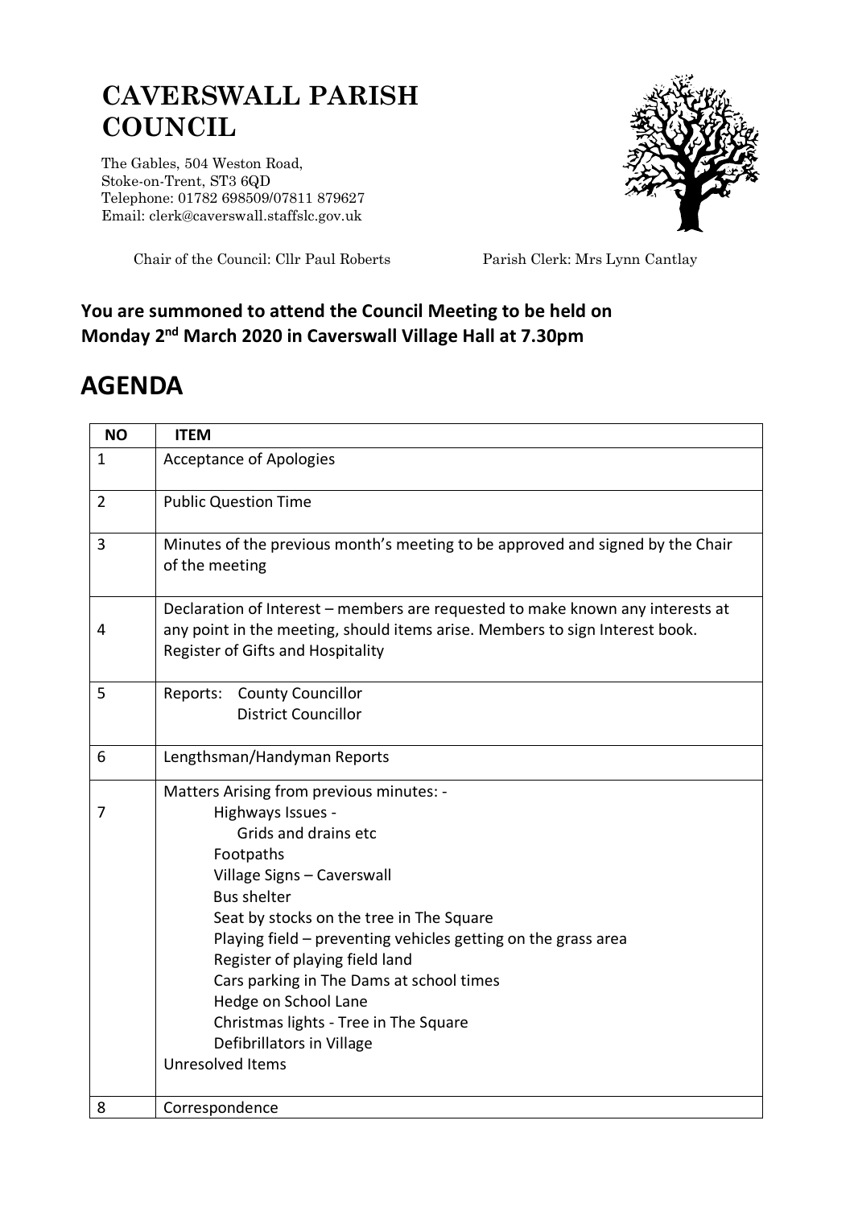# CAVERSWALL PARISH COUNCIL

The Gables, 504 Weston Road,
Stoke-on-Trent, ST3 6QD
Telephone: 01782 698509/07811 879627
Email: clerk@caverswall.staffslc.gov.uk

Chair of the Council: Cllr Paul Roberts    Parish Clerk: Mrs Lynn Cantlay

**You are summoned to attend the Council Meeting to be held on Monday 2nd March 2020 in Caverswall Village Hall at 7.30pm**

# AGENDA

| NO | ITEM |
|---|---|
| 1 | Acceptance of Apologies |
| 2 | Public Question Time |
| 3 | Minutes of the previous month's meeting to be approved and signed by the Chair of the meeting |
| 4 | Declaration of Interest – members are requested to make known any interests at any point in the meeting, should items arise. Members to sign Interest book.<br>Register of Gifts and Hospitality |
| 5 | Reports: County Councillor<br>District Councillor |
| 6 | Lengthsman/Handyman Reports |
| 7 | Matters Arising from previous minutes: -<br>Highways Issues -<br>Grids and drains etc<br>Footpaths<br>Village Signs – Caverswall<br>Bus shelter<br>Seat by stocks on the tree in The Square<br>Playing field – preventing vehicles getting on the grass area<br>Register of playing field land<br>Cars parking in The Dams at school times<br>Hedge on School Lane<br>Christmas lights - Tree in The Square<br>Defibrillators in Village<br>Unresolved Items |
| 8 | Correspondence |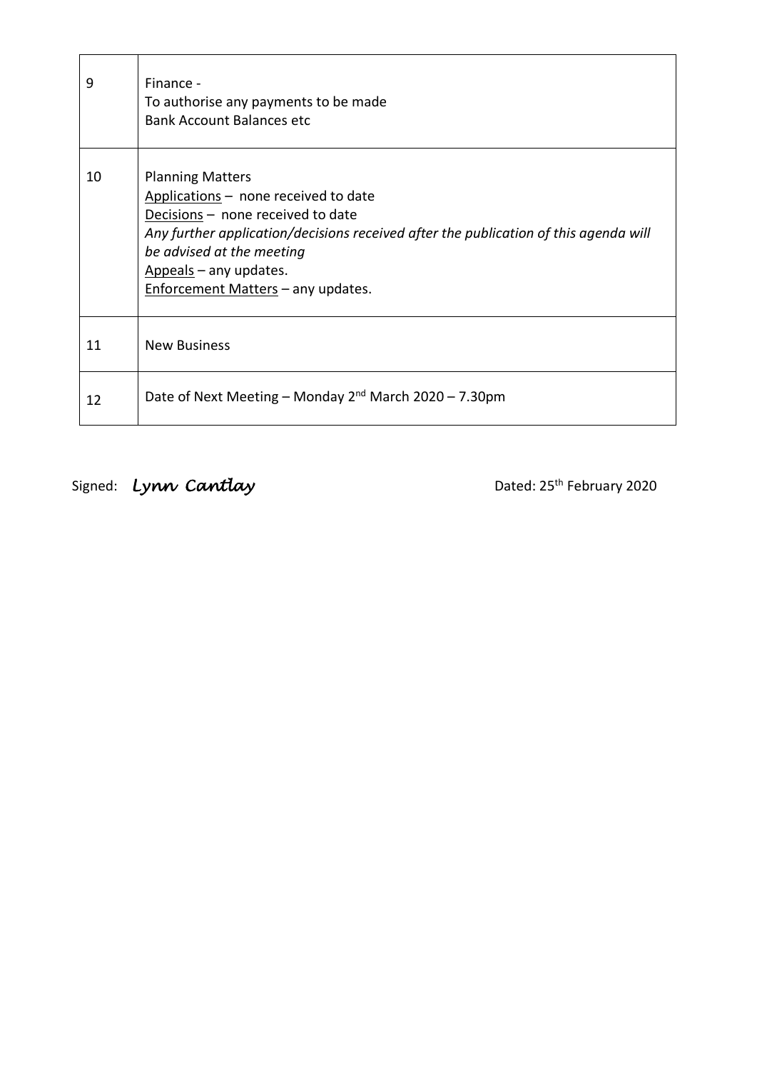| | |
|---|---|
| 9 | Finance -<br>To authorise any payments to be made<br>Bank Account Balances etc |
| 10 | Planning Matters<br>Applications – none received to date<br>Decisions – none received to date<br>*Any further application/decisions received after the publication of this agenda will be advised at the meeting*<br>Appeals – any updates.<br>Enforcement Matters – any updates. |
| 11 | New Business |
| 12 | Date of Next Meeting – Monday 2nd March 2020 – 7.30pm |

Signed: *Lynn Cantlay*

Dated: 25th February 2020